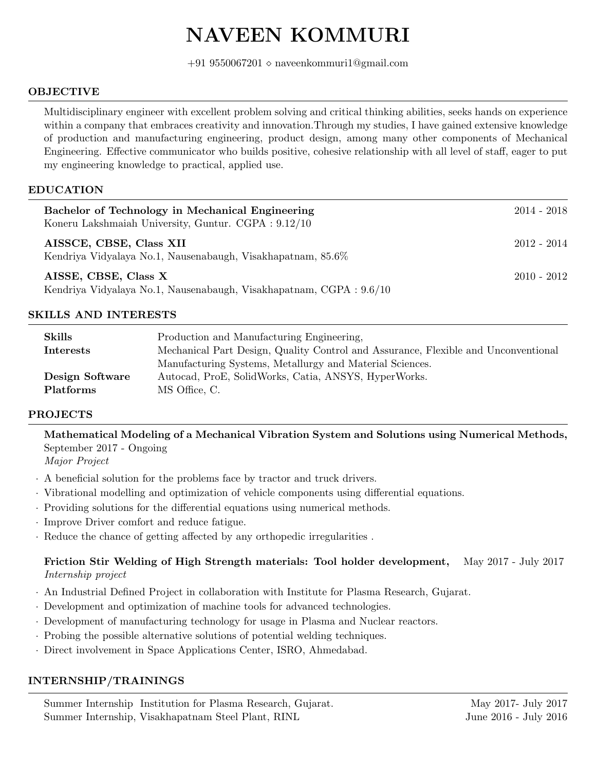# NAVEEN KOMMURI

+91 9550067201 ◇ naveenkommuri1@gmail.com

## OBJECTIVE

Multidisciplinary engineer with excellent problem solving and critical thinking abilities, seeks hands on experience within a company that embraces creativity and innovation.Through my studies, I have gained extensive knowledge of production and manufacturing engineering, product design, among many other components of Mechanical Engineering. Effective communicator who builds positive, cohesive relationship with all level of staff, eager to put my engineering knowledge to practical, applied use.

## EDUCATION

**Bachelor of Technology in Mechanical Engineering** — 2014 - 2018
Koneru Lakshmaiah University, Guntur. CGPA : 9.12/10

**AISSCE, CBSE, Class XII** — 2012 - 2014
Kendriya Vidyalaya No.1, Nausenabaugh, Visakhapatnam, 85.6%

**AISSE, CBSE, Class X** — 2010 - 2012
Kendriya Vidyalaya No.1, Nausenabaugh, Visakhapatnam, CGPA : 9.6/10

## SKILLS AND INTERESTS

**Skills** — Production and Manufacturing Engineering,
**Interests** — Mechanical Part Design, Quality Control and Assurance, Flexible and Unconventional Manufacturing Systems, Metallurgy and Material Sciences.
**Design Software** — Autocad, ProE, SolidWorks, Catia, ANSYS, HyperWorks.
**Platforms** — MS Office, C.

## PROJECTS

**Mathematical Modeling of a Mechanical Vibration System and Solutions using Numerical Methods,**
September 2017 - Ongoing
*Major Project*

- A beneficial solution for the problems face by tractor and truck drivers.
- Vibrational modelling and optimization of vehicle components using differential equations.
- Providing solutions for the differential equations using numerical methods.
- Improve Driver comfort and reduce fatigue.
- Reduce the chance of getting affected by any orthopedic irregularities .

**Friction Stir Welding of High Strength materials: Tool holder development,** May 2017 - July 2017
*Internship project*

- An Industrial Defined Project in collaboration with Institute for Plasma Research, Gujarat.
- Development and optimization of machine tools for advanced technologies.
- Development of manufacturing technology for usage in Plasma and Nuclear reactors.
- Probing the possible alternative solutions of potential welding techniques.
- Direct involvement in Space Applications Center, ISRO, Ahmedabad.

## INTERNSHIP/TRAININGS

Summer Internship Institution for Plasma Research, Gujarat. — May 2017- July 2017
Summer Internship, Visakhapatnam Steel Plant, RINL — June 2016 - July 2016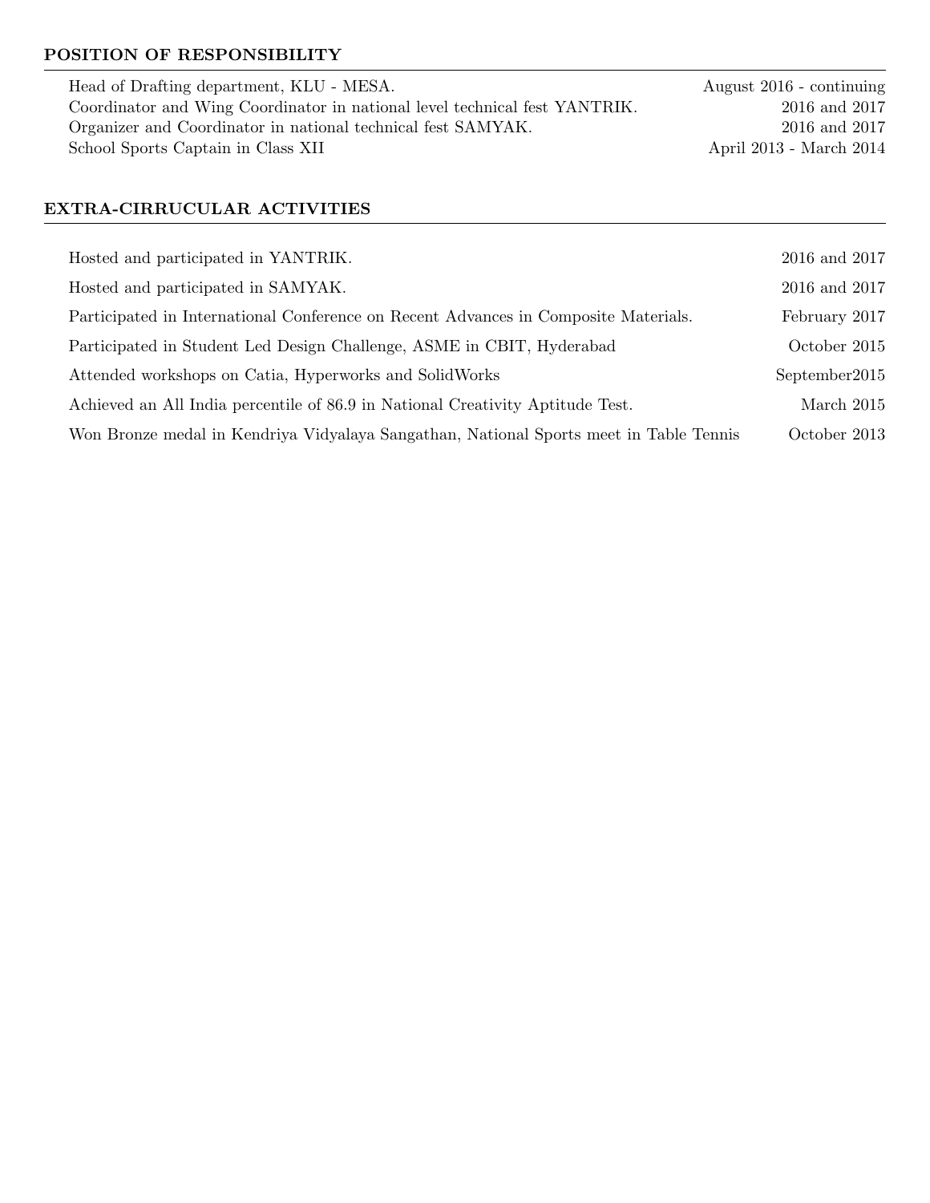## POSITION OF RESPONSIBILITY

| | |
|---|---|
| Head of Drafting department, KLU - MESA. | August 2016 - continuing |
| Coordinator and Wing Coordinator in national level technical fest YANTRIK. | 2016 and 2017 |
| Organizer and Coordinator in national technical fest SAMYAK. | 2016 and 2017 |
| School Sports Captain in Class XII | April 2013 - March 2014 |

## EXTRA-CIRRUCULAR ACTIVITIES

| | |
|---|---|
| Hosted and participated in YANTRIK. | 2016 and 2017 |
| Hosted and participated in SAMYAK. | 2016 and 2017 |
| Participated in International Conference on Recent Advances in Composite Materials. | February 2017 |
| Participated in Student Led Design Challenge, ASME in CBIT, Hyderabad | October 2015 |
| Attended workshops on Catia, Hyperworks and SolidWorks | September2015 |
| Achieved an All India percentile of 86.9 in National Creativity Aptitude Test. | March 2015 |
| Won Bronze medal in Kendriya Vidyalaya Sangathan, National Sports meet in Table Tennis | October 2013 |